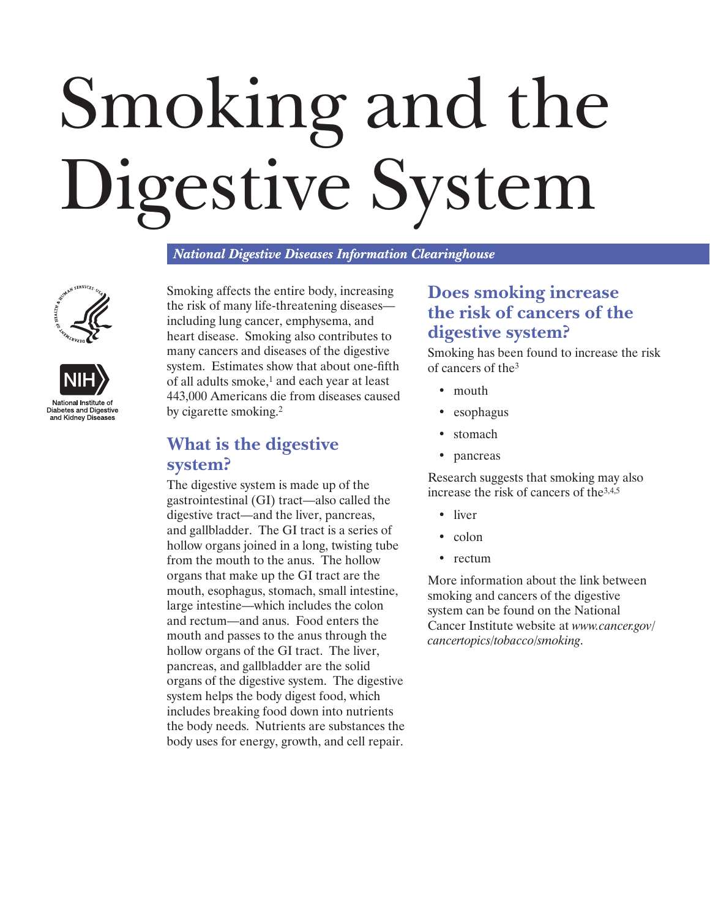# Smoking and the Digestive System

*National Digestive Diseases Information Clearinghouse*

National Institute of Diabetes and Digestive and Kidney Diseases

Smoking affects the entire body, increasing the risk of many life-threatening diseases—including lung cancer, emphysema, and heart disease. Smoking also contributes to many cancers and diseases of the digestive system. Estimates show that about one-fifth of all adults smoke,[1] and each year at least 443,000 Americans die from diseases caused by cigarette smoking.[2]

## What is the digestive system?

The digestive system is made up of the gastrointestinal (GI) tract—also called the digestive tract—and the liver, pancreas, and gallbladder. The GI tract is a series of hollow organs joined in a long, twisting tube from the mouth to the anus. The hollow organs that make up the GI tract are the mouth, esophagus, stomach, small intestine, large intestine—which includes the colon and rectum—and anus. Food enters the mouth and passes to the anus through the hollow organs of the GI tract. The liver, pancreas, and gallbladder are the solid organs of the digestive system. The digestive system helps the body digest food, which includes breaking food down into nutrients the body needs. Nutrients are substances the body uses for energy, growth, and cell repair.

## Does smoking increase the risk of cancers of the digestive system?

Smoking has been found to increase the risk of cancers of the[3]

- mouth
- esophagus
- stomach
- pancreas

Research suggests that smoking may also increase the risk of cancers of the[3,4,5]

- liver
- colon
- rectum

More information about the link between smoking and cancers of the digestive system can be found on the National Cancer Institute website at *www.cancer.gov/cancertopics/tobacco/smoking*.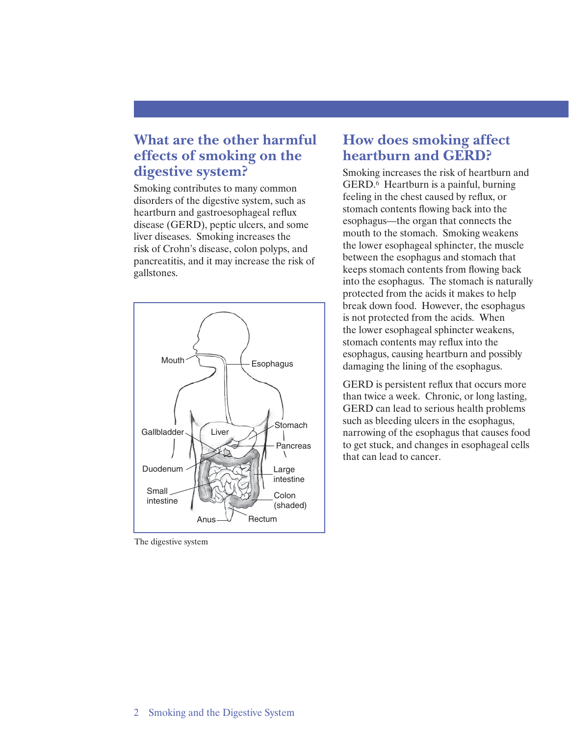## What are the other harmful effects of smoking on the digestive system?

Smoking contributes to many common disorders of the digestive system, such as heartburn and gastroesophageal reflux disease (GERD), peptic ulcers, and some liver diseases. Smoking increases the risk of Crohn's disease, colon polyps, and pancreatitis, and it may increase the risk of gallstones.

The digestive system

## How does smoking affect heartburn and GERD?

Smoking increases the risk of heartburn and GERD.[6] Heartburn is a painful, burning feeling in the chest caused by reflux, or stomach contents flowing back into the esophagus—the organ that connects the mouth to the stomach. Smoking weakens the lower esophageal sphincter, the muscle between the esophagus and stomach that keeps stomach contents from flowing back into the esophagus. The stomach is naturally protected from the acids it makes to help break down food. However, the esophagus is not protected from the acids. When the lower esophageal sphincter weakens, stomach contents may reflux into the esophagus, causing heartburn and possibly damaging the lining of the esophagus.

GERD is persistent reflux that occurs more than twice a week. Chronic, or long lasting, GERD can lead to serious health problems such as bleeding ulcers in the esophagus, narrowing of the esophagus that causes food to get stuck, and changes in esophageal cells that can lead to cancer.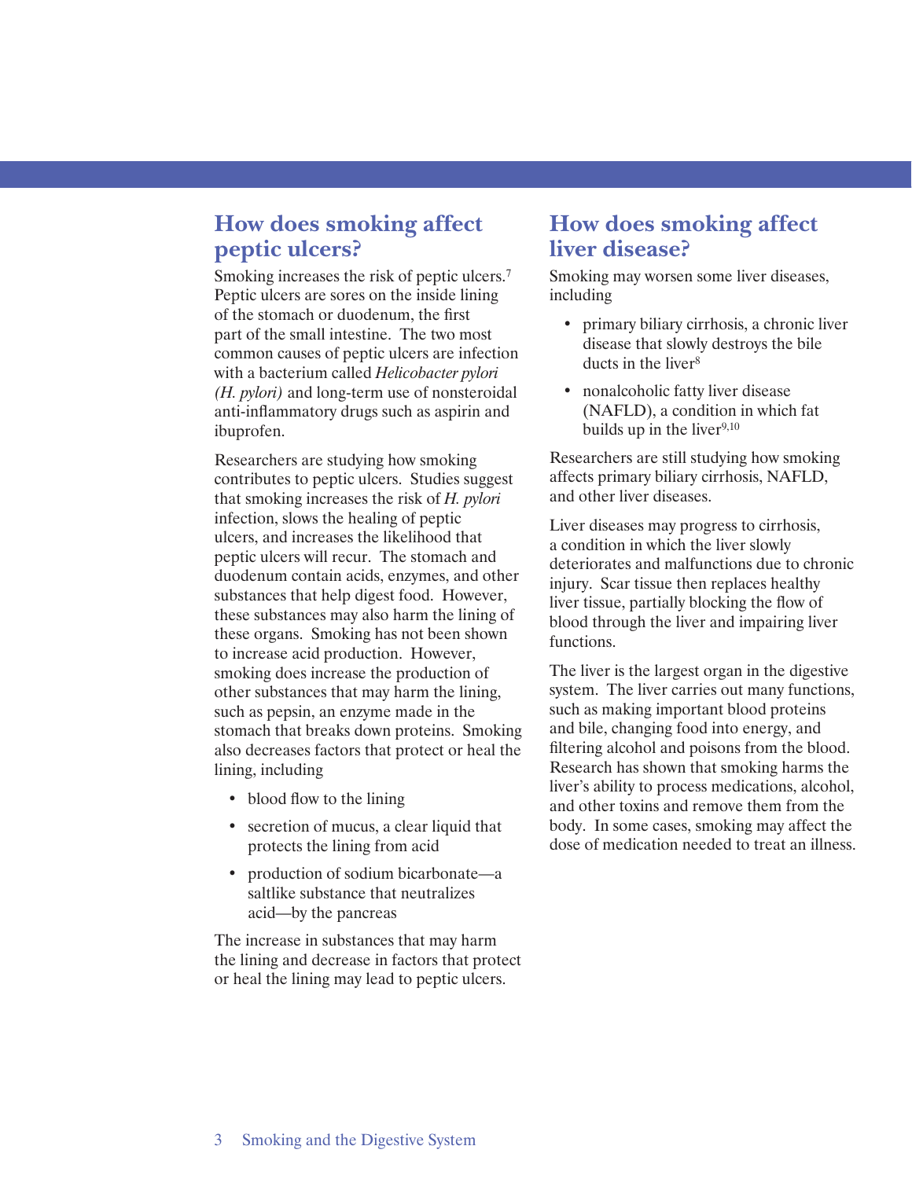## How does smoking affect peptic ulcers?

Smoking increases the risk of peptic ulcers.[7] Peptic ulcers are sores on the inside lining of the stomach or duodenum, the first part of the small intestine. The two most common causes of peptic ulcers are infection with a bacterium called *Helicobacter pylori (H. pylori)* and long-term use of nonsteroidal anti-inflammatory drugs such as aspirin and ibuprofen.

Researchers are studying how smoking contributes to peptic ulcers. Studies suggest that smoking increases the risk of *H. pylori* infection, slows the healing of peptic ulcers, and increases the likelihood that peptic ulcers will recur. The stomach and duodenum contain acids, enzymes, and other substances that help digest food. However, these substances may also harm the lining of these organs. Smoking has not been shown to increase acid production. However, smoking does increase the production of other substances that may harm the lining, such as pepsin, an enzyme made in the stomach that breaks down proteins. Smoking also decreases factors that protect or heal the lining, including

- blood flow to the lining
- secretion of mucus, a clear liquid that protects the lining from acid
- production of sodium bicarbonate—a saltlike substance that neutralizes acid—by the pancreas

The increase in substances that may harm the lining and decrease in factors that protect or heal the lining may lead to peptic ulcers.

## How does smoking affect liver disease?

Smoking may worsen some liver diseases, including

- primary biliary cirrhosis, a chronic liver disease that slowly destroys the bile ducts in the liver[8]
- nonalcoholic fatty liver disease (NAFLD), a condition in which fat builds up in the liver[9,10]

Researchers are still studying how smoking affects primary biliary cirrhosis, NAFLD, and other liver diseases.

Liver diseases may progress to cirrhosis, a condition in which the liver slowly deteriorates and malfunctions due to chronic injury. Scar tissue then replaces healthy liver tissue, partially blocking the flow of blood through the liver and impairing liver functions.

The liver is the largest organ in the digestive system. The liver carries out many functions, such as making important blood proteins and bile, changing food into energy, and filtering alcohol and poisons from the blood. Research has shown that smoking harms the liver's ability to process medications, alcohol, and other toxins and remove them from the body. In some cases, smoking may affect the dose of medication needed to treat an illness.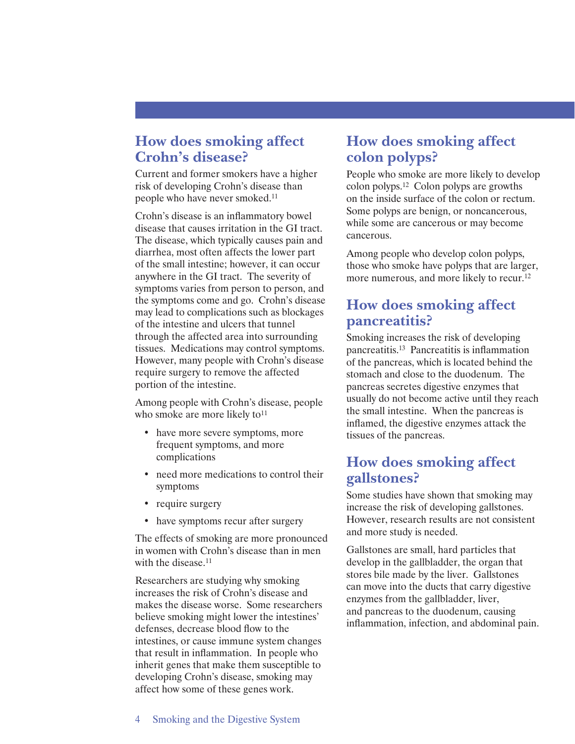## How does smoking affect Crohn's disease?

Current and former smokers have a higher risk of developing Crohn's disease than people who have never smoked.[11]

Crohn's disease is an inflammatory bowel disease that causes irritation in the GI tract. The disease, which typically causes pain and diarrhea, most often affects the lower part of the small intestine; however, it can occur anywhere in the GI tract. The severity of symptoms varies from person to person, and the symptoms come and go. Crohn's disease may lead to complications such as blockages of the intestine and ulcers that tunnel through the affected area into surrounding tissues. Medications may control symptoms. However, many people with Crohn's disease require surgery to remove the affected portion of the intestine.

Among people with Crohn's disease, people who smoke are more likely to[11]

- have more severe symptoms, more frequent symptoms, and more complications
- need more medications to control their symptoms
- require surgery
- have symptoms recur after surgery

The effects of smoking are more pronounced in women with Crohn's disease than in men with the disease.[11]

Researchers are studying why smoking increases the risk of Crohn's disease and makes the disease worse. Some researchers believe smoking might lower the intestines' defenses, decrease blood flow to the intestines, or cause immune system changes that result in inflammation. In people who inherit genes that make them susceptible to developing Crohn's disease, smoking may affect how some of these genes work.

## How does smoking affect colon polyps?

People who smoke are more likely to develop colon polyps.[12] Colon polyps are growths on the inside surface of the colon or rectum. Some polyps are benign, or noncancerous, while some are cancerous or may become cancerous.

Among people who develop colon polyps, those who smoke have polyps that are larger, more numerous, and more likely to recur.[12]

## How does smoking affect pancreatitis?

Smoking increases the risk of developing pancreatitis.[13] Pancreatitis is inflammation of the pancreas, which is located behind the stomach and close to the duodenum. The pancreas secretes digestive enzymes that usually do not become active until they reach the small intestine. When the pancreas is inflamed, the digestive enzymes attack the tissues of the pancreas.

## How does smoking affect gallstones?

Some studies have shown that smoking may increase the risk of developing gallstones. However, research results are not consistent and more study is needed.

Gallstones are small, hard particles that develop in the gallbladder, the organ that stores bile made by the liver. Gallstones can move into the ducts that carry digestive enzymes from the gallbladder, liver, and pancreas to the duodenum, causing inflammation, infection, and abdominal pain.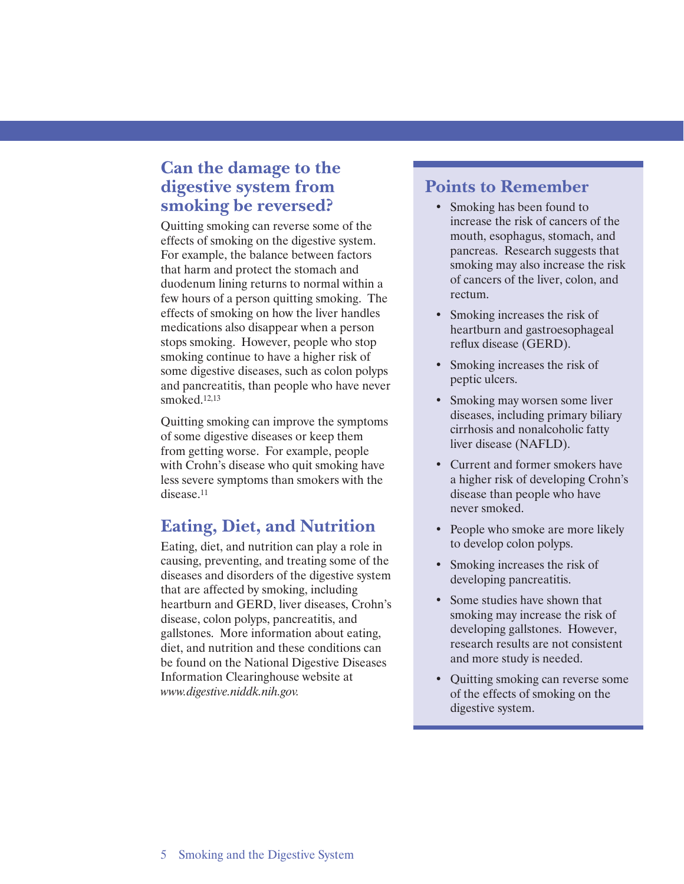## Can the damage to the digestive system from smoking be reversed?

Quitting smoking can reverse some of the effects of smoking on the digestive system. For example, the balance between factors that harm and protect the stomach and duodenum lining returns to normal within a few hours of a person quitting smoking. The effects of smoking on how the liver handles medications also disappear when a person stops smoking. However, people who stop smoking continue to have a higher risk of some digestive diseases, such as colon polyps and pancreatitis, than people who have never smoked.[12,13]

Quitting smoking can improve the symptoms of some digestive diseases or keep them from getting worse. For example, people with Crohn's disease who quit smoking have less severe symptoms than smokers with the disease.[11]

## Eating, Diet, and Nutrition

Eating, diet, and nutrition can play a role in causing, preventing, and treating some of the diseases and disorders of the digestive system that are affected by smoking, including heartburn and GERD, liver diseases, Crohn's disease, colon polyps, pancreatitis, and gallstones. More information about eating, diet, and nutrition and these conditions can be found on the National Digestive Diseases Information Clearinghouse website at *www.digestive.niddk.nih.gov.*

## Points to Remember

- Smoking has been found to increase the risk of cancers of the mouth, esophagus, stomach, and pancreas. Research suggests that smoking may also increase the risk of cancers of the liver, colon, and rectum.
- Smoking increases the risk of heartburn and gastroesophageal reflux disease (GERD).
- Smoking increases the risk of peptic ulcers.
- Smoking may worsen some liver diseases, including primary biliary cirrhosis and nonalcoholic fatty liver disease (NAFLD).
- Current and former smokers have a higher risk of developing Crohn's disease than people who have never smoked.
- People who smoke are more likely to develop colon polyps.
- Smoking increases the risk of developing pancreatitis.
- Some studies have shown that smoking may increase the risk of developing gallstones. However, research results are not consistent and more study is needed.
- Quitting smoking can reverse some of the effects of smoking on the digestive system.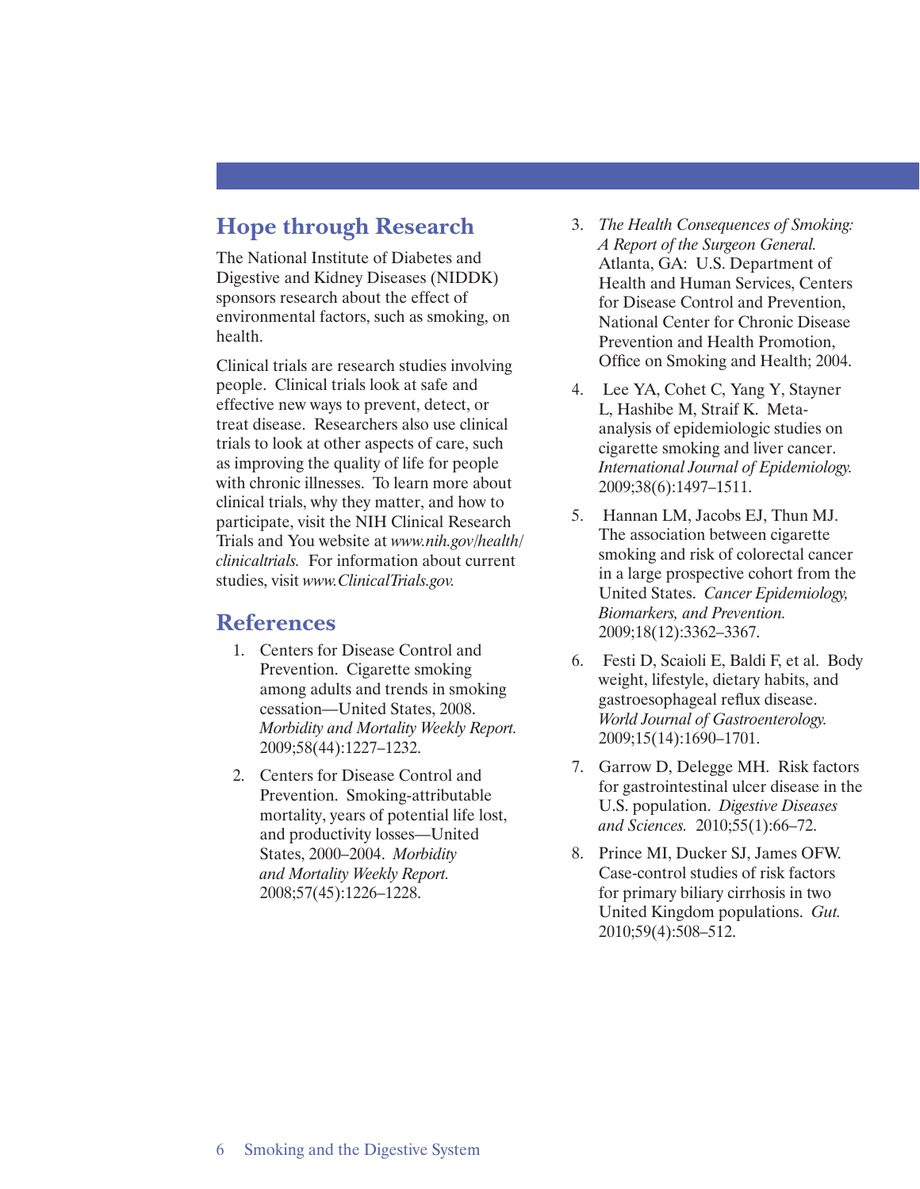## Hope through Research

The National Institute of Diabetes and Digestive and Kidney Diseases (NIDDK) sponsors research about the effect of environmental factors, such as smoking, on health.

Clinical trials are research studies involving people. Clinical trials look at safe and effective new ways to prevent, detect, or treat disease. Researchers also use clinical trials to look at other aspects of care, such as improving the quality of life for people with chronic illnesses. To learn more about clinical trials, why they matter, and how to participate, visit the NIH Clinical Research Trials and You website at *www.nih.gov/health/clinicaltrials.* For information about current studies, visit *www.ClinicalTrials.gov.*

## References

1. Centers for Disease Control and Prevention. Cigarette smoking among adults and trends in smoking cessation—United States, 2008. *Morbidity and Mortality Weekly Report.* 2009;58(44):1227–1232.
2. Centers for Disease Control and Prevention. Smoking-attributable mortality, years of potential life lost, and productivity losses—United States, 2000–2004. *Morbidity and Mortality Weekly Report.* 2008;57(45):1226–1228.
3. *The Health Consequences of Smoking: A Report of the Surgeon General.* Atlanta, GA: U.S. Department of Health and Human Services, Centers for Disease Control and Prevention, National Center for Chronic Disease Prevention and Health Promotion, Office on Smoking and Health; 2004.
4. Lee YA, Cohet C, Yang Y, Stayner L, Hashibe M, Straif K. Meta-analysis of epidemiologic studies on cigarette smoking and liver cancer. *International Journal of Epidemiology.* 2009;38(6):1497–1511.
5. Hannan LM, Jacobs EJ, Thun MJ. The association between cigarette smoking and risk of colorectal cancer in a large prospective cohort from the United States. *Cancer Epidemiology, Biomarkers, and Prevention.* 2009;18(12):3362–3367.
6. Festi D, Scaioli E, Baldi F, et al. Body weight, lifestyle, dietary habits, and gastroesophageal reflux disease. *World Journal of Gastroenterology.* 2009;15(14):1690–1701.
7. Garrow D, Delegge MH. Risk factors for gastrointestinal ulcer disease in the U.S. population. *Digestive Diseases and Sciences.* 2010;55(1):66–72.
8. Prince MI, Ducker SJ, James OFW. Case-control studies of risk factors for primary biliary cirrhosis in two United Kingdom populations. *Gut.* 2010;59(4):508–512.